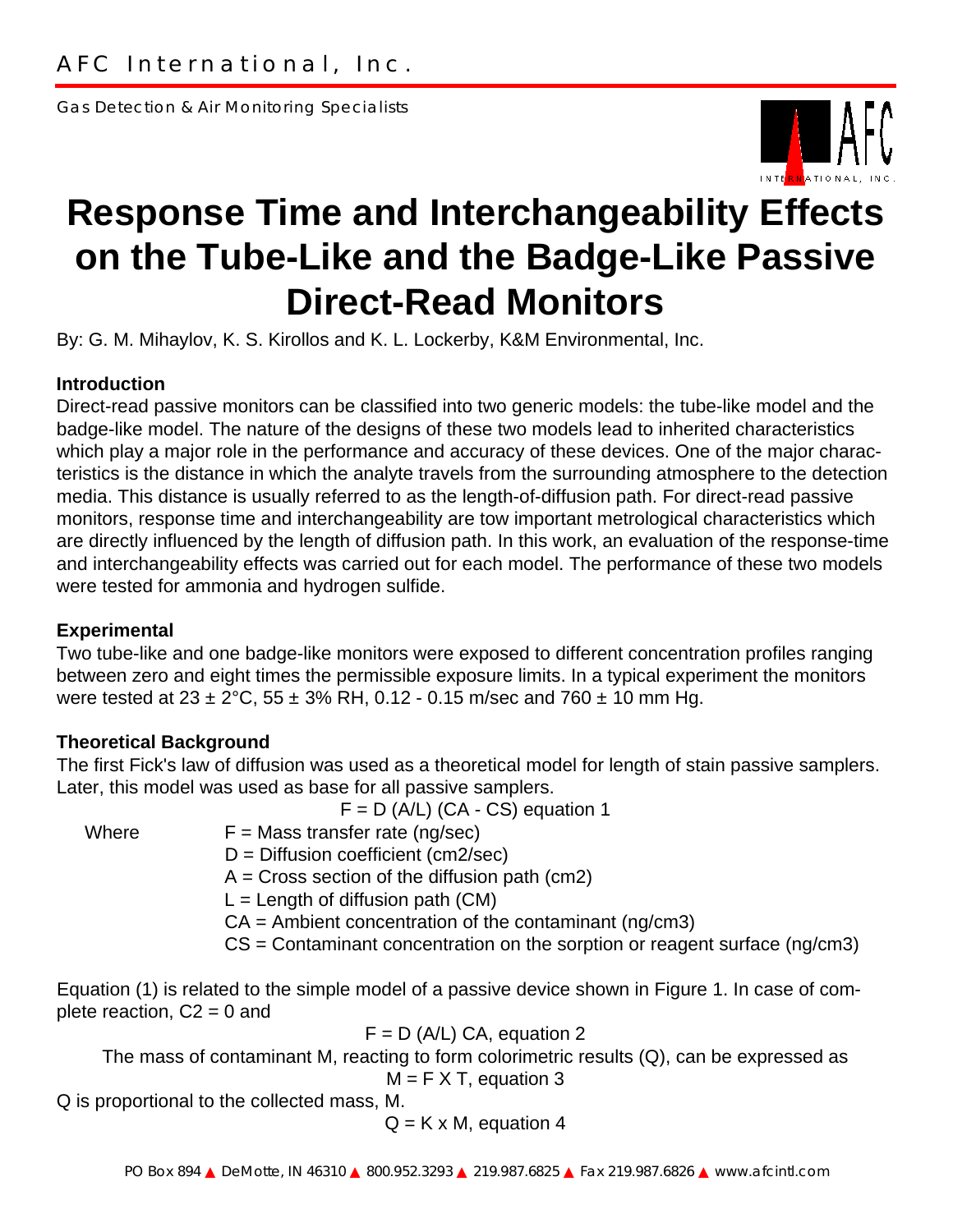AFC International, Inc.

Gas Detection & Air Monitoring Specialists

# Response Time and Interchangeability Effects on the Tube-Like and the Badge-Like Passive Direct-Read Monitors

By: G. M. Mihaylov, K. S. Kirollos and K. L. Lockerby, K&M Environmental, Inc.

### Introduction

Direct-read passive monitors can be classified into two generic models: the tube-like model and the badge-like model. The nature of the designs of these two models lead to inherited characteristics which play a major role in the performance and accuracy of these devices. One of the major characteristics is the distance in which the analyte travels from the surrounding atmosphere to the detection media. This distance is usually referred to as the length-of-diffusion path. For direct-read passive monitors, response time and interchangeability are tow important metrological characteristics which are directly influenced by the length of diffusion path. In this work, an evaluation of the response-time and interchangeability effects was carried out for each model. The performance of these two models were tested for ammonia and hydrogen sulfide.

### Experimental

Two tube-like and one badge-like monitors were exposed to different concentration profiles ranging between zero and eight times the permissible exposure limits. In a typical experiment the monitors were tested at 23 ± 2°C, 55 ± 3% RH, 0.12 - 0.15 m/sec and 760 ± 10 mm Hg.

### Theoretical Background

The first Fick's law of diffusion was used as a theoretical model for length of stain passive samplers. Later, this model was used as base for all passive samplers.

$$F = D\,(A/L)\,(CA - CS) \quad \text{equation 1}$$

Where
- F = Mass transfer rate (ng/sec)
- D = Diffusion coefficient (cm2/sec)
- A = Cross section of the diffusion path (cm2)
- L = Length of diffusion path (CM)
- CA = Ambient concentration of the contaminant (ng/cm3)
- CS = Contaminant concentration on the sorption or reagent surface (ng/cm3)

Equation (1) is related to the simple model of a passive device shown in Figure 1. In case of complete reaction, C2 = 0 and

$$F = D\,(A/L)\,CA, \quad \text{equation 2}$$

The mass of contaminant M, reacting to form colorimetric results (Q), can be expressed as

$$M = F \times T, \quad \text{equation 3}$$

Q is proportional to the collected mass, M.

$$Q = K \times M, \quad \text{equation 4}$$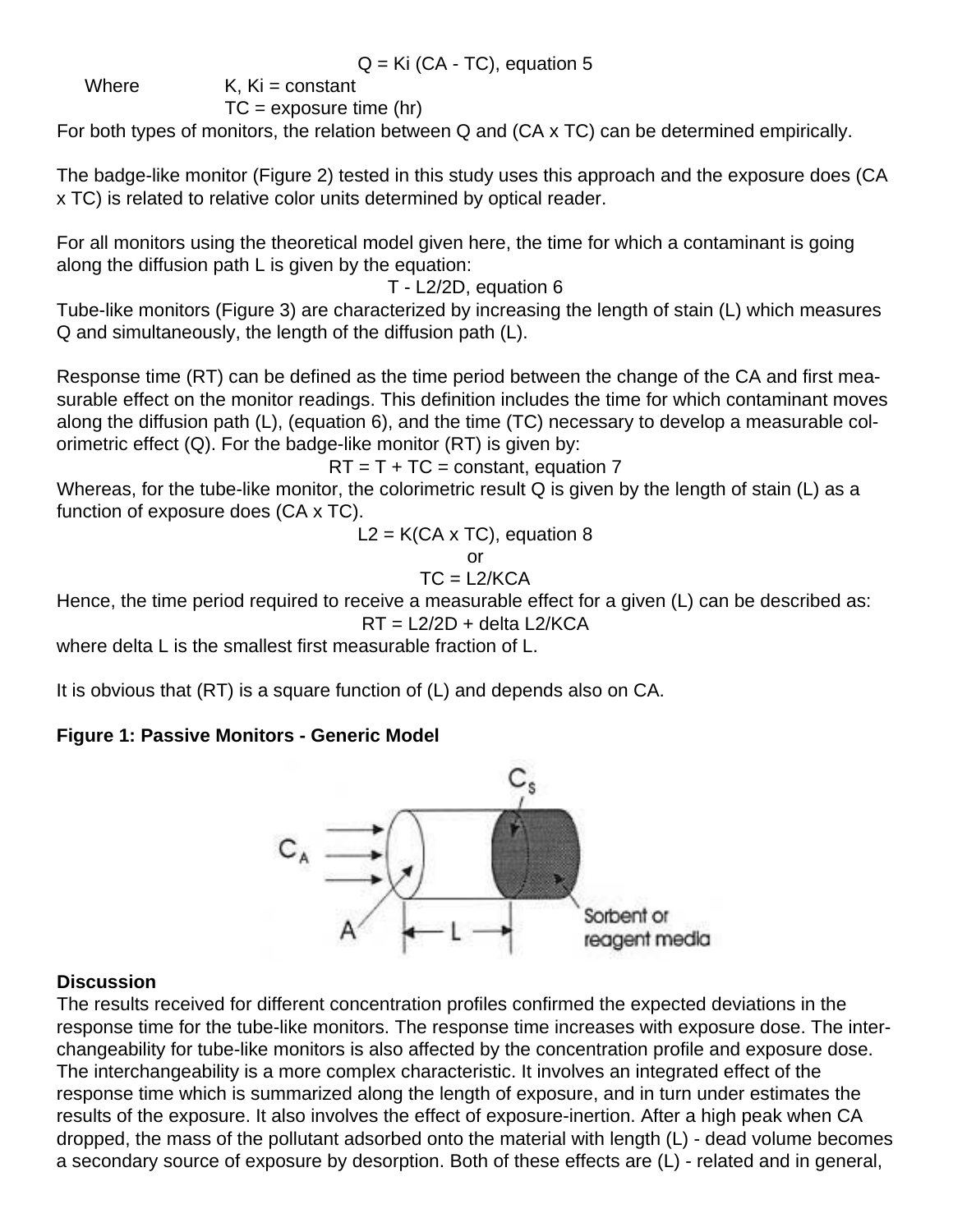$$Q = K_i (C_A - T_C), \text{ equation 5}$$

Where $K$, $K_i$ = constant

$T_C$ = exposure time (hr)

For both types of monitors, the relation between Q and ($C_A \times T_C$) can be determined empirically.

The badge-like monitor (Figure 2) tested in this study uses this approach and the exposure does ($C_A \times T_C$) is related to relative color units determined by optical reader.

For all monitors using the theoretical model given here, the time for which a contaminant is going along the diffusion path L is given by the equation:

$$T - L^2/2D, \text{ equation 6}$$

Tube-like monitors (Figure 3) are characterized by increasing the length of stain (L) which measures Q and simultaneously, the length of the diffusion path (L).

Response time (RT) can be defined as the time period between the change of the CA and first measurable effect on the monitor readings. This definition includes the time for which contaminant moves along the diffusion path (L), (equation 6), and the time (TC) necessary to develop a measurable colorimetric effect (Q). For the badge-like monitor (RT) is given by:

$$RT = T + T_C = \text{constant, equation 7}$$

Whereas, for the tube-like monitor, the colorimetric result Q is given by the length of stain (L) as a function of exposure does ($C_A \times T_C$).

$$L^2 = K(C_A \times T_C), \text{ equation 8}$$

or

$$T_C = L^2/KC_A$$

Hence, the time period required to receive a measurable effect for a given (L) can be described as:

$$RT = L^2/2D + \Delta L^2/KC_A$$

where delta L is the smallest first measurable fraction of L.

It is obvious that (RT) is a square function of (L) and depends also on CA.

**Figure 1: Passive Monitors - Generic Model**

## Discussion

The results received for different concentration profiles confirmed the expected deviations in the response time for the tube-like monitors. The response time increases with exposure dose. The interchangeability for tube-like monitors is also affected by the concentration profile and exposure dose. The interchangeability is a more complex characteristic. It involves an integrated effect of the response time which is summarized along the length of exposure, and in turn under estimates the results of the exposure. It also involves the effect of exposure-inertion. After a high peak when CA dropped, the mass of the pollutant adsorbed onto the material with length (L) - dead volume becomes a secondary source of exposure by desorption. Both of these effects are (L) - related and in general,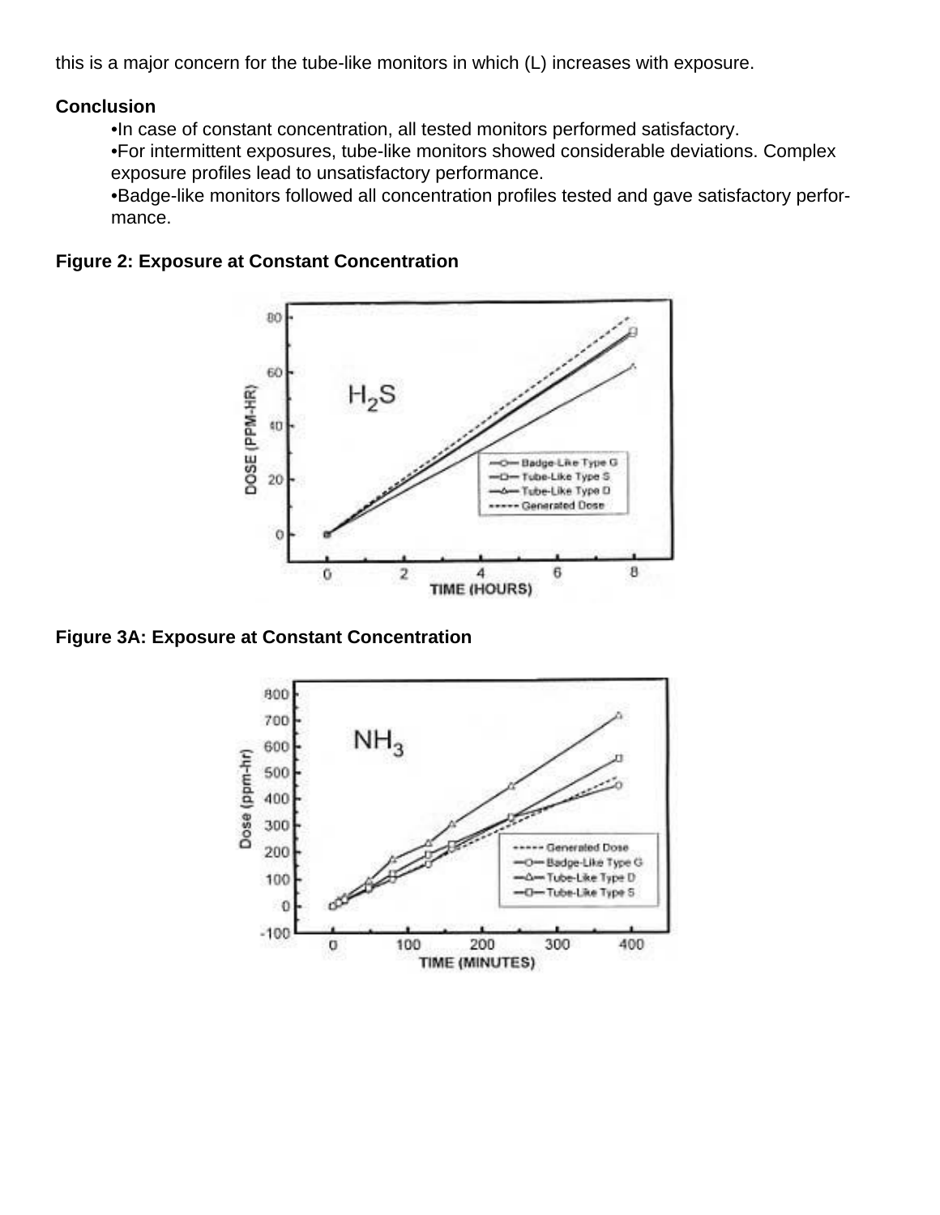this is a major concern for the tube-like monitors in which (L) increases with exposure.

**Conclusion**

- In case of constant concentration, all tested monitors performed satisfactory.
- For intermittent exposures, tube-like monitors showed considerable deviations. Complex exposure profiles lead to unsatisfactory performance.
- Badge-like monitors followed all concentration profiles tested and gave satisfactory performance.

**Figure 2: Exposure at Constant Concentration**

**Figure 3A: Exposure at Constant Concentration**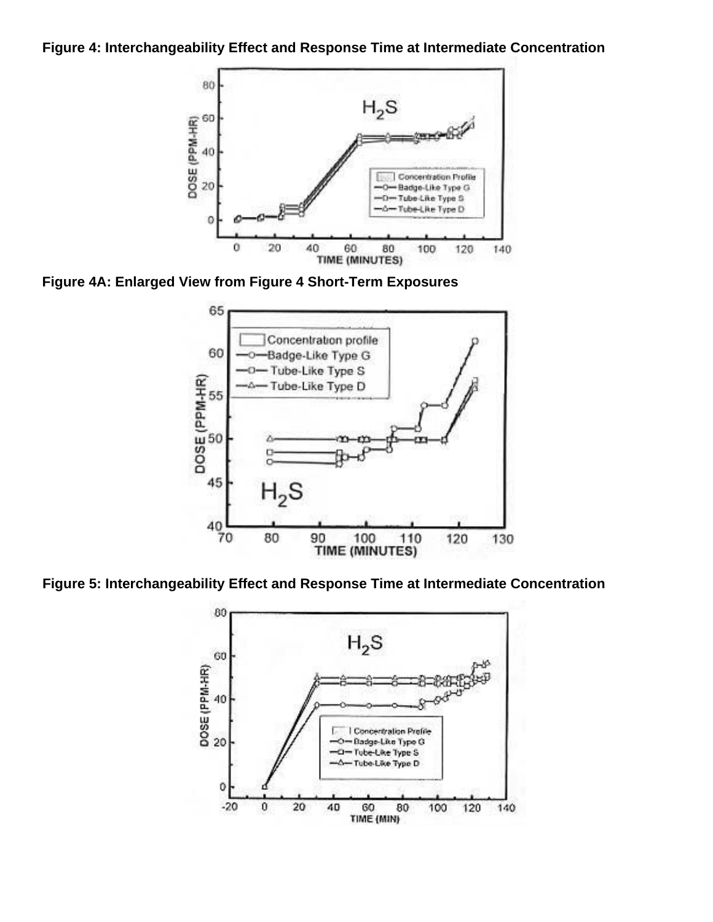**Figure 4: Interchangeability Effect and Response Time at Intermediate Concentration**

**Figure 4A: Enlarged View from Figure 4 Short-Term Exposures**

**Figure 5: Interchangeability Effect and Response Time at Intermediate Concentration**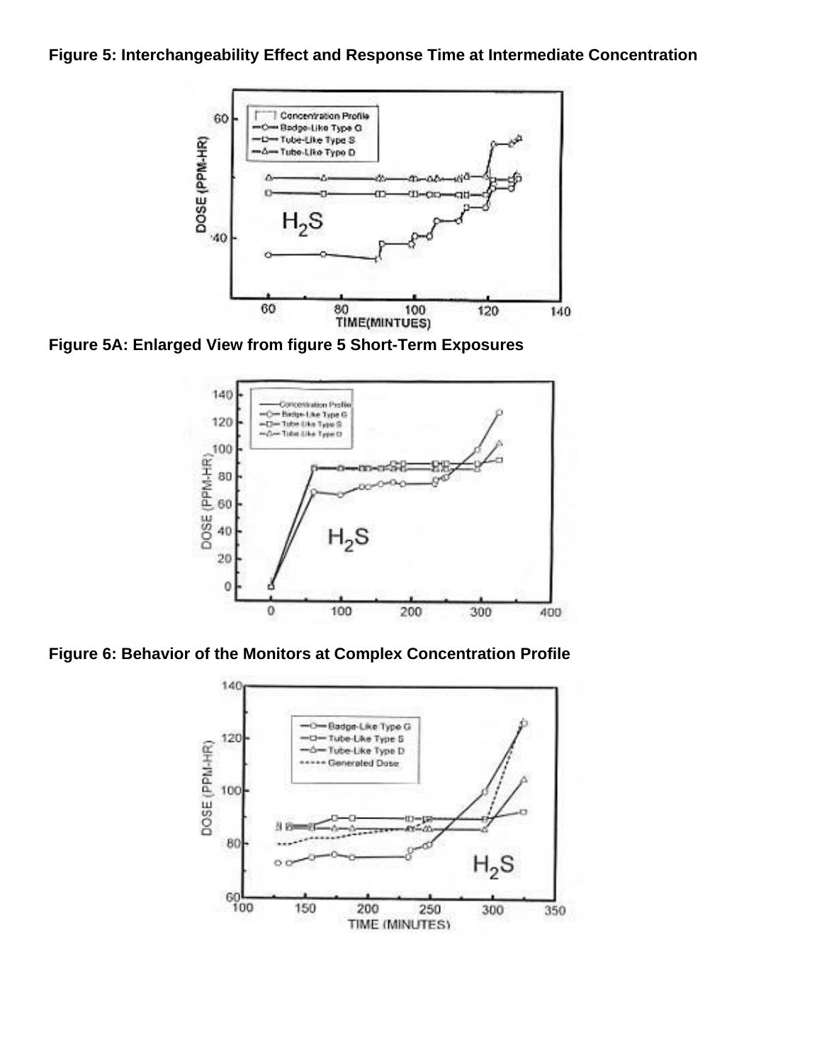**Figure 5: Interchangeability Effect and Response Time at Intermediate Concentration**

**Figure 5A: Enlarged View from figure 5 Short-Term Exposures**

**Figure 6: Behavior of the Monitors at Complex Concentration Profile**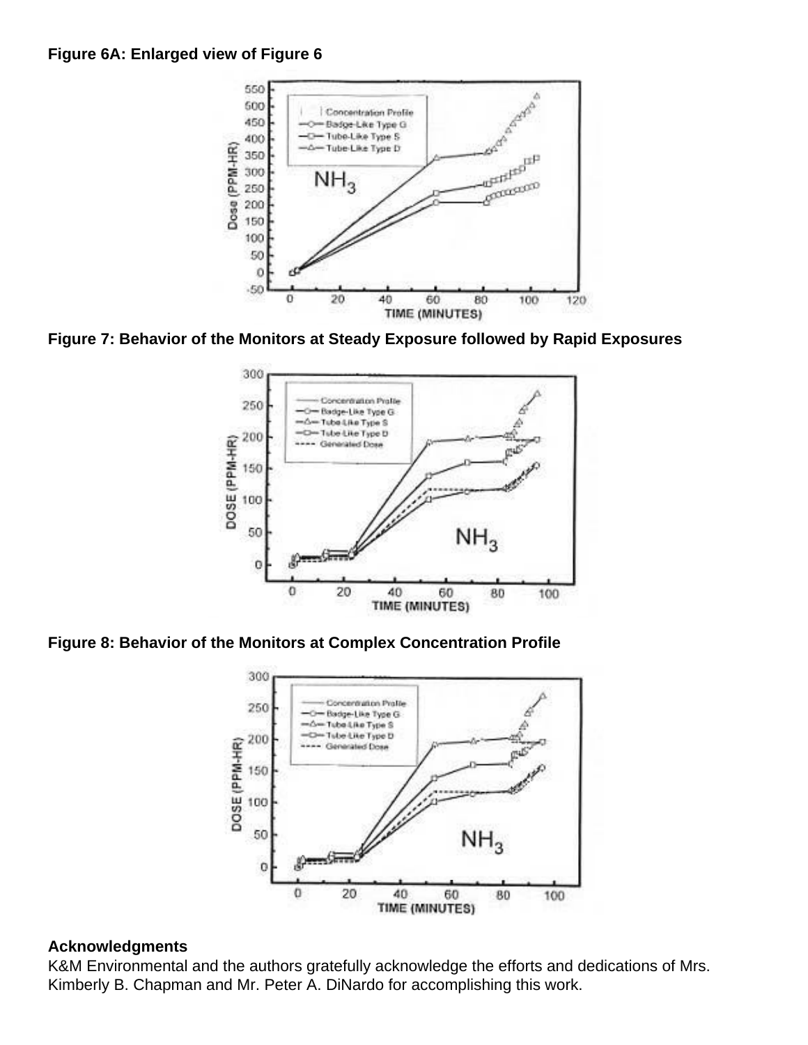**Figure 6A: Enlarged view of Figure 6**

Concentration Profile
Badge-Like Type G
Tube-Like Type S
Tube-Like Type D

$NH_3$

Dose (PPM-HR)

550
500
450
400
350
300
250
200
150
100
50
0
-50

0 20 40 60 80 100 120

TIME (MINUTES)

**Figure 7: Behavior of the Monitors at Steady Exposure followed by Rapid Exposures**

Concentration Profile
Badge-Like Type G
Tube-Like Type S
Tube-Like Type D
Generated Dose

$NH_3$

DOSE (PPM-HR)

300
250
200
150
100
50
0

0 20 40 60 80 100

TIME (MINUTES)

**Figure 8: Behavior of the Monitors at Complex Concentration Profile**

Concentration Profile
Badge-Like Type G
Tube-Like Type S
Tube-Like Type D
Generated Dose

$NH_3$

DOSE (PPM-HR)

300
250
200
150
100
50
0

0 20 40 60 80 100

TIME (MINUTES)

**Acknowledgments**

K&M Environmental and the authors gratefully acknowledge the efforts and dedications of Mrs. Kimberly B. Chapman and Mr. Peter A. DiNardo for accomplishing this work.